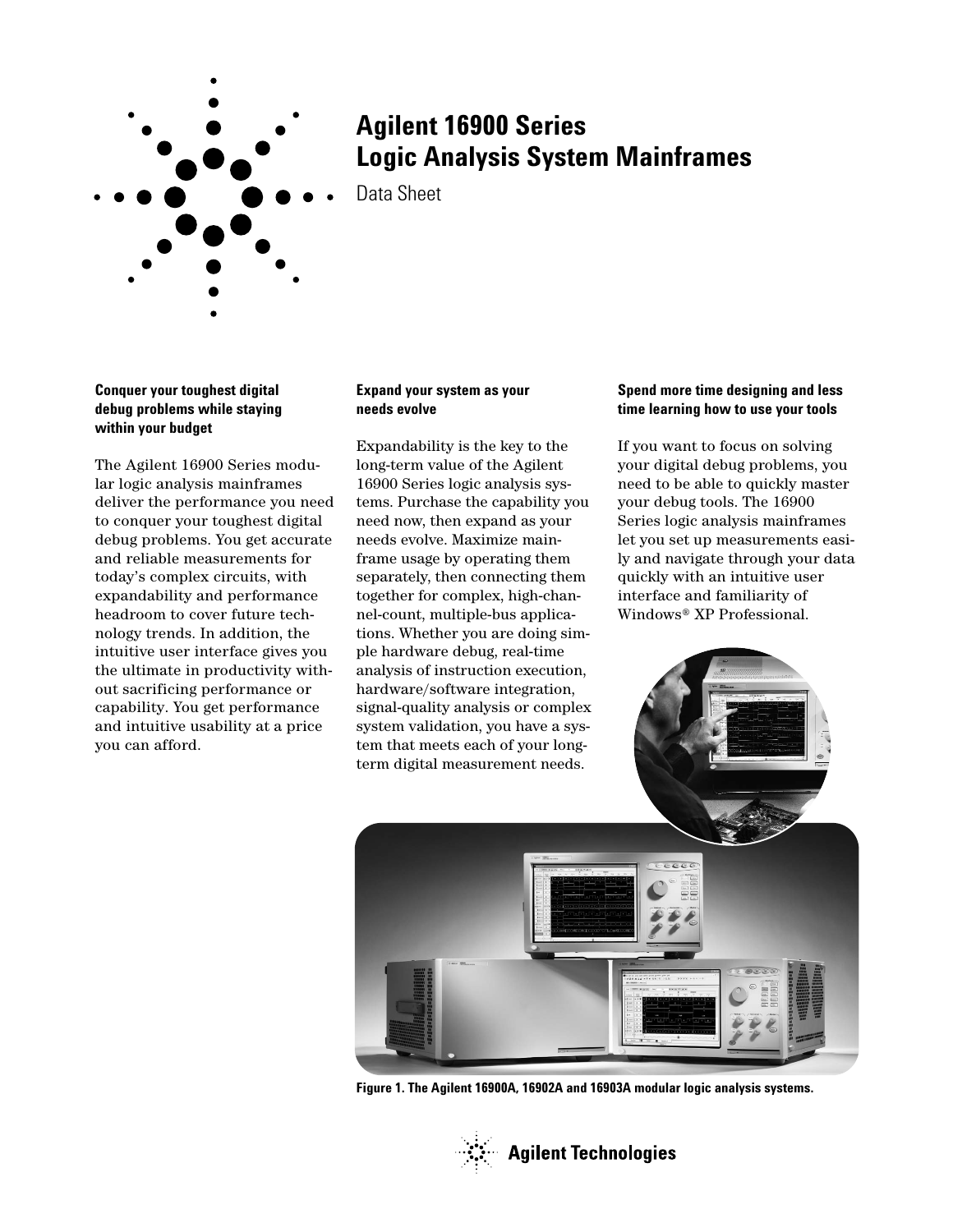# Agilent 16900 Series Logic Analysis System Mainframes

Data Sheet

### Conquer your toughest digital debug problems while staying within your budget

The Agilent 16900 Series modular logic analysis mainframes deliver the performance you need to conquer your toughest digital debug problems. You get accurate and reliable measurements for today's complex circuits, with expandability and performance headroom to cover future technology trends. In addition, the intuitive user interface gives you the ultimate in productivity without sacrificing performance or capability. You get performance and intuitive usability at a price you can afford.

### Expand your system as your needs evolve

Expandability is the key to the long-term value of the Agilent 16900 Series logic analysis systems. Purchase the capability you need now, then expand as your needs evolve. Maximize mainframe usage by operating them separately, then connecting them together for complex, high-channel-count, multiple-bus applications. Whether you are doing simple hardware debug, real-time analysis of instruction execution, hardware/software integration, signal-quality analysis or complex system validation, you have a system that meets each of your long-term digital measurement needs.

### Spend more time designing and less time learning how to use your tools

If you want to focus on solving your digital debug problems, you need to be able to quickly master your debug tools. The 16900 Series logic analysis mainframes let you set up measurements easily and navigate through your data quickly with an intuitive user interface and familiarity of Windows® XP Professional.

**Figure 1. The Agilent 16900A, 16902A and 16903A modular logic analysis systems.**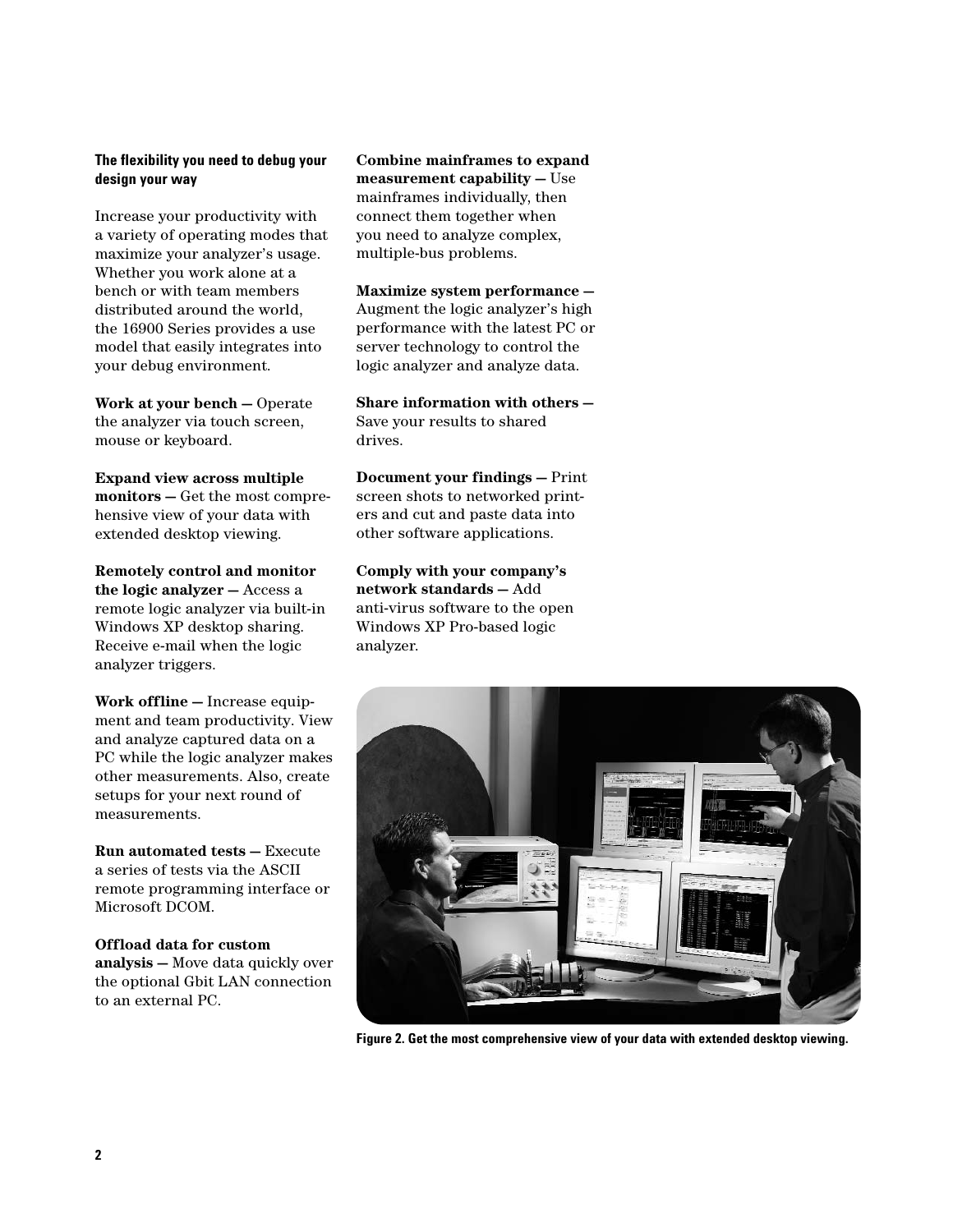### The flexibility you need to debug your design your way

Increase your productivity with a variety of operating modes that maximize your analyzer's usage. Whether you work alone at a bench or with team members distributed around the world, the 16900 Series provides a use model that easily integrates into your debug environment.

**Work at your bench —** Operate the analyzer via touch screen, mouse or keyboard.

**Expand view across multiple monitors —** Get the most comprehensive view of your data with extended desktop viewing.

**Remotely control and monitor the logic analyzer —** Access a remote logic analyzer via built-in Windows XP desktop sharing. Receive e-mail when the logic analyzer triggers.

**Work offline —** Increase equipment and team productivity. View and analyze captured data on a PC while the logic analyzer makes other measurements. Also, create setups for your next round of measurements.

**Run automated tests —** Execute a series of tests via the ASCII remote programming interface or Microsoft DCOM.

**Offload data for custom analysis —** Move data quickly over the optional Gbit LAN connection to an external PC.

**Combine mainframes to expand measurement capability —** Use mainframes individually, then connect them together when you need to analyze complex, multiple-bus problems.

**Maximize system performance —** Augment the logic analyzer's high performance with the latest PC or server technology to control the logic analyzer and analyze data.

**Share information with others —** Save your results to shared drives.

**Document your findings —** Print screen shots to networked printers and cut and paste data into other software applications.

**Comply with your company's network standards —** Add anti-virus software to the open Windows XP Pro-based logic analyzer.

**Figure 2. Get the most comprehensive view of your data with extended desktop viewing.**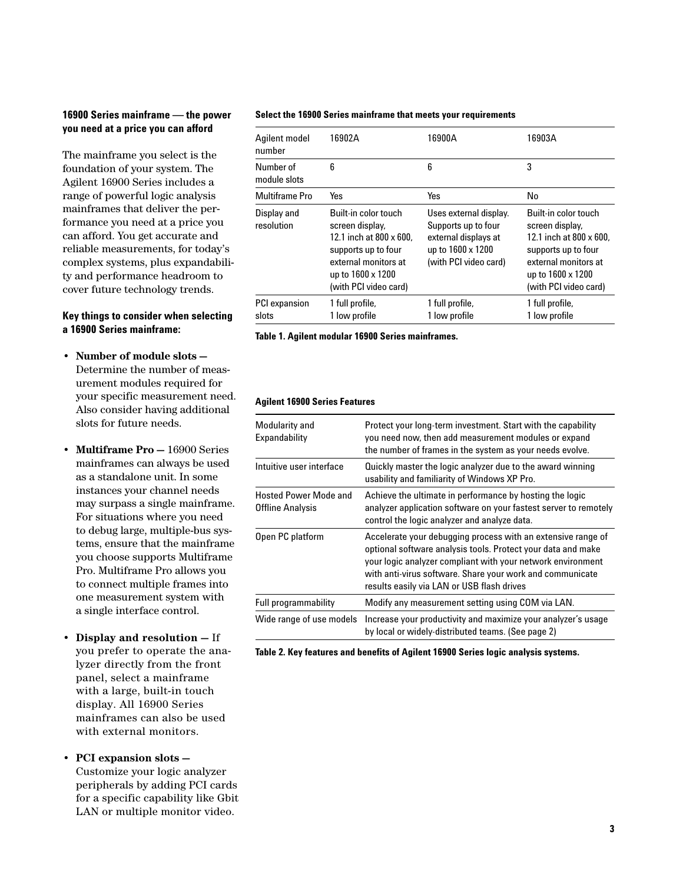### 16900 Series mainframe — the power you need at a price you can afford

The mainframe you select is the foundation of your system. The Agilent 16900 Series includes a range of powerful logic analysis mainframes that deliver the performance you need at a price you can afford. You get accurate and reliable measurements, for today's complex systems, plus expandability and performance headroom to cover future technology trends.

### Key things to consider when selecting a 16900 Series mainframe:

- **Number of module slots —** Determine the number of measurement modules required for your specific measurement need. Also consider having additional slots for future needs.
- **Multiframe Pro —** 16900 Series mainframes can always be used as a standalone unit. In some instances your channel needs may surpass a single mainframe. For situations where you need to debug large, multiple-bus systems, ensure that the mainframe you choose supports Multiframe Pro. Multiframe Pro allows you to connect multiple frames into one measurement system with a single interface control.
- **Display and resolution —** If you prefer to operate the analyzer directly from the front panel, select a mainframe with a large, built-in touch display. All 16900 Series mainframes can also be used with external monitors.
- **PCI expansion slots —** Customize your logic analyzer peripherals by adding PCI cards for a specific capability like Gbit LAN or multiple monitor video.

**Select the 16900 Series mainframe that meets your requirements**

| Agilent model number | 16902A | 16900A | 16903A |
|---|---|---|---|
| Number of module slots | 6 | 6 | 3 |
| Multiframe Pro | Yes | Yes | No |
| Display and resolution | Built-in color touch screen display, 12.1 inch at 800 x 600, supports up to four external monitors at up to 1600 x 1200 (with PCI video card) | Uses external display. Supports up to four external displays at up to 1600 x 1200 (with PCI video card) | Built-in color touch screen display, 12.1 inch at 800 x 600, supports up to four external monitors at up to 1600 x 1200 (with PCI video card) |
| PCI expansion slots | 1 full profile, 1 low profile | 1 full profile, 1 low profile | 1 full profile, 1 low profile |

**Table 1. Agilent modular 16900 Series mainframes.**

**Agilent 16900 Series Features**

| | |
|---|---|
| Modularity and Expandability | Protect your long-term investment. Start with the capability you need now, then add measurement modules or expand the number of frames in the system as your needs evolve. |
| Intuitive user interface | Quickly master the logic analyzer due to the award winning usability and familiarity of Windows XP Pro. |
| Hosted Power Mode and Offline Analysis | Achieve the ultimate in performance by hosting the logic analyzer application software on your fastest server to remotely control the logic analyzer and analyze data. |
| Open PC platform | Accelerate your debugging process with an extensive range of optional software analysis tools. Protect your data and make your logic analyzer compliant with your network environment with anti-virus software. Share your work and communicate results easily via LAN or USB flash drives |
| Full programmability | Modify any measurement setting using COM via LAN. |
| Wide range of use models | Increase your productivity and maximize your analyzer's usage by local or widely-distributed teams. (See page 2) |

**Table 2. Key features and benefits of Agilent 16900 Series logic analysis systems.**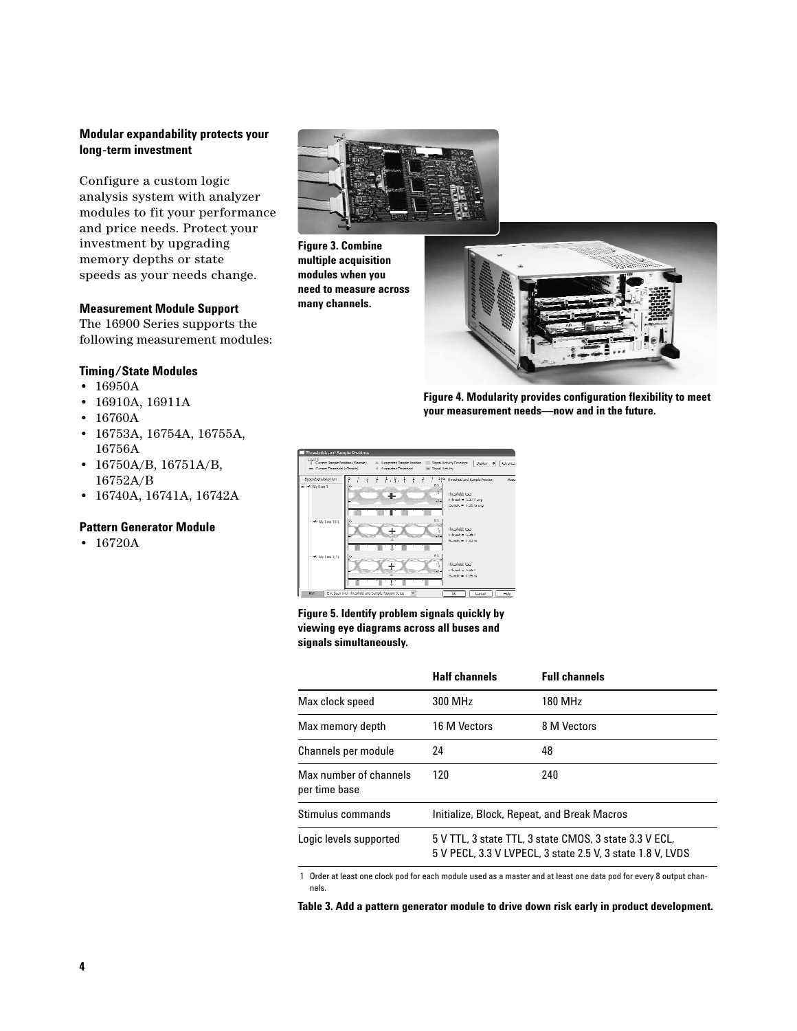**Modular expandability protects your long-term investment**

Configure a custom logic analysis system with analyzer modules to fit your performance and price needs. Protect your investment by upgrading memory depths or state speeds as your needs change.

**Measurement Module Support**

The 16900 Series supports the following measurement modules:

**Timing/State Modules**

- 16950A
- 16910A, 16911A
- 16760A
- 16753A, 16754A, 16755A, 16756A
- 16750A/B, 16751A/B, 16752A/B
- 16740A, 16741A, 16742A

**Pattern Generator Module**

- 16720A

**Figure 3. Combine multiple acquisition modules when you need to measure across many channels.**

**Figure 4. Modularity provides configuration flexibility to meet your measurement needs—now and in the future.**

**Figure 5. Identify problem signals quickly by viewing eye diagrams across all buses and signals simultaneously.**

| | Half channels | Full channels |
|---|---|---|
| Max clock speed | 300 MHz | 180 MHz |
| Max memory depth | 16 M Vectors | 8 M Vectors |
| Channels per module | 24 | 48 |
| Max number of channels per time base | 120 | 240 |
| Stimulus commands | Initialize, Block, Repeat, and Break Macros | |
| Logic levels supported | 5 V TTL, 3 state TTL, 3 state CMOS, 3 state 3.3 V ECL, 5 V PECL, 3.3 V LVPECL, 3 state 2.5 V, 3 state 1.8 V, LVDS | |

1 Order at least one clock pod for each module used as a master and at least one data pod for every 8 output channels.

**Table 3. Add a pattern generator module to drive down risk early in product development.**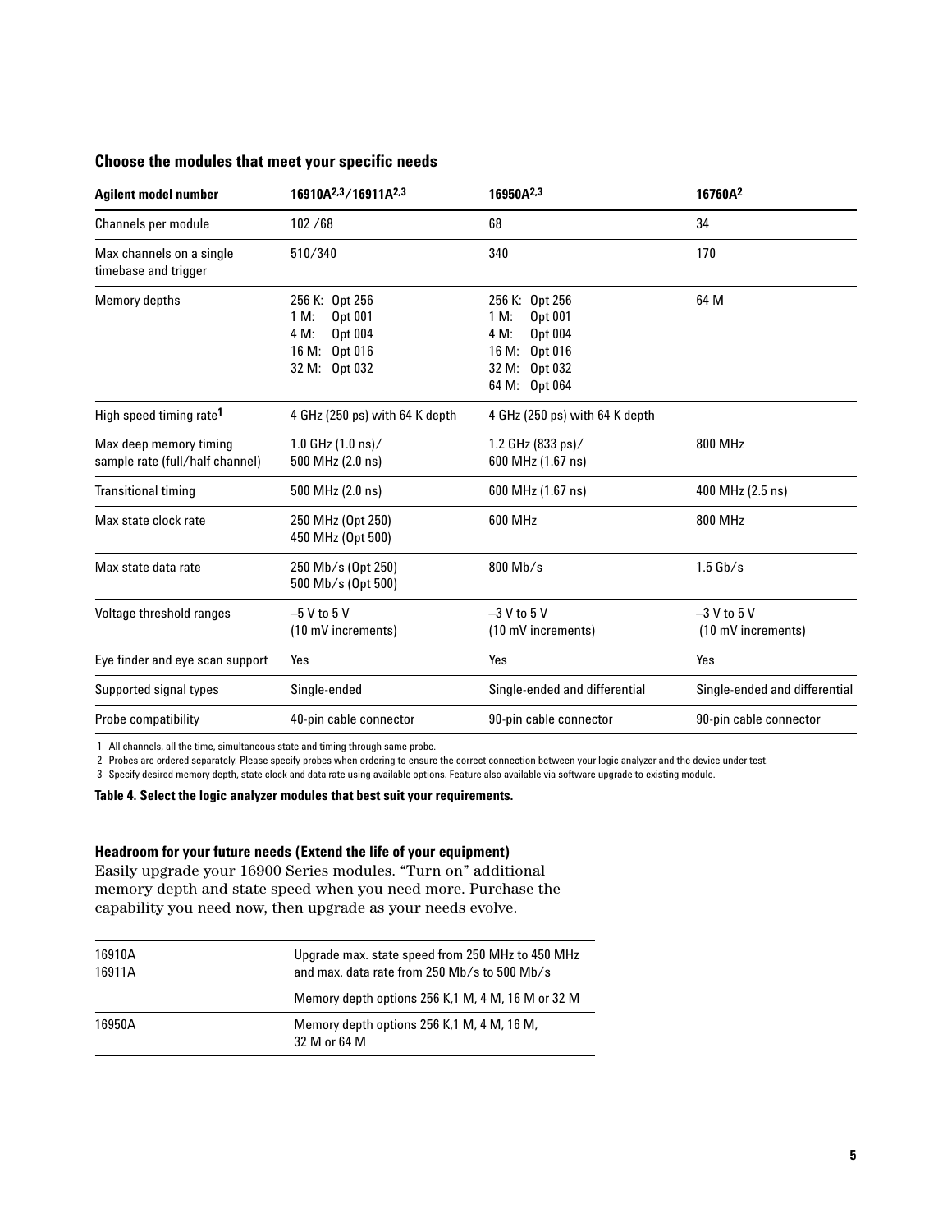### Choose the modules that meet your specific needs

| Agilent model number | 16910A[2,3]/16911A[2,3] | 16950A[2,3] | 16760A[2] |
|---|---|---|---|
| Channels per module | 102 /68 | 68 | 34 |
| Max channels on a single timebase and trigger | 510/340 | 340 | 170 |
| Memory depths | 256 K: Opt 256<br>1 M: Opt 001<br>4 M: Opt 004<br>16 M: Opt 016<br>32 M: Opt 032 | 256 K: Opt 256<br>1 M: Opt 001<br>4 M: Opt 004<br>16 M: Opt 016<br>32 M: Opt 032<br>64 M: Opt 064 | 64 M |
| High speed timing rate[1] | 4 GHz (250 ps) with 64 K depth | 4 GHz (250 ps) with 64 K depth | |
| Max deep memory timing sample rate (full/half channel) | 1.0 GHz (1.0 ns)/<br>500 MHz (2.0 ns) | 1.2 GHz (833 ps)/<br>600 MHz (1.67 ns) | 800 MHz |
| Transitional timing | 500 MHz (2.0 ns) | 600 MHz (1.67 ns) | 400 MHz (2.5 ns) |
| Max state clock rate | 250 MHz (Opt 250)<br>450 MHz (Opt 500) | 600 MHz | 800 MHz |
| Max state data rate | 250 Mb/s (Opt 250)<br>500 Mb/s (Opt 500) | 800 Mb/s | 1.5 Gb/s |
| Voltage threshold ranges | –5 V to 5 V<br>(10 mV increments) | –3 V to 5 V<br>(10 mV increments) | –3 V to 5 V<br>(10 mV increments) |
| Eye finder and eye scan support | Yes | Yes | Yes |
| Supported signal types | Single-ended | Single-ended and differential | Single-ended and differential |
| Probe compatibility | 40-pin cable connector | 90-pin cable connector | 90-pin cable connector |

1 All channels, all the time, simultaneous state and timing through same probe.

2 Probes are ordered separately. Please specify probes when ordering to ensure the correct connection between your logic analyzer and the device under test.

3 Specify desired memory depth, state clock and data rate using available options. Feature also available via software upgrade to existing module.

**Table 4. Select the logic analyzer modules that best suit your requirements.**

### Headroom for your future needs (Extend the life of your equipment)

Easily upgrade your 16900 Series modules. "Turn on" additional memory depth and state speed when you need more. Purchase the capability you need now, then upgrade as your needs evolve.

| | |
|---|---|
| 16910A<br>16911A | Upgrade max. state speed from 250 MHz to 450 MHz and max. data rate from 250 Mb/s to 500 Mb/s |
| | Memory depth options 256 K,1 M, 4 M, 16 M or 32 M |
| 16950A | Memory depth options 256 K,1 M, 4 M, 16 M, 32 M or 64 M |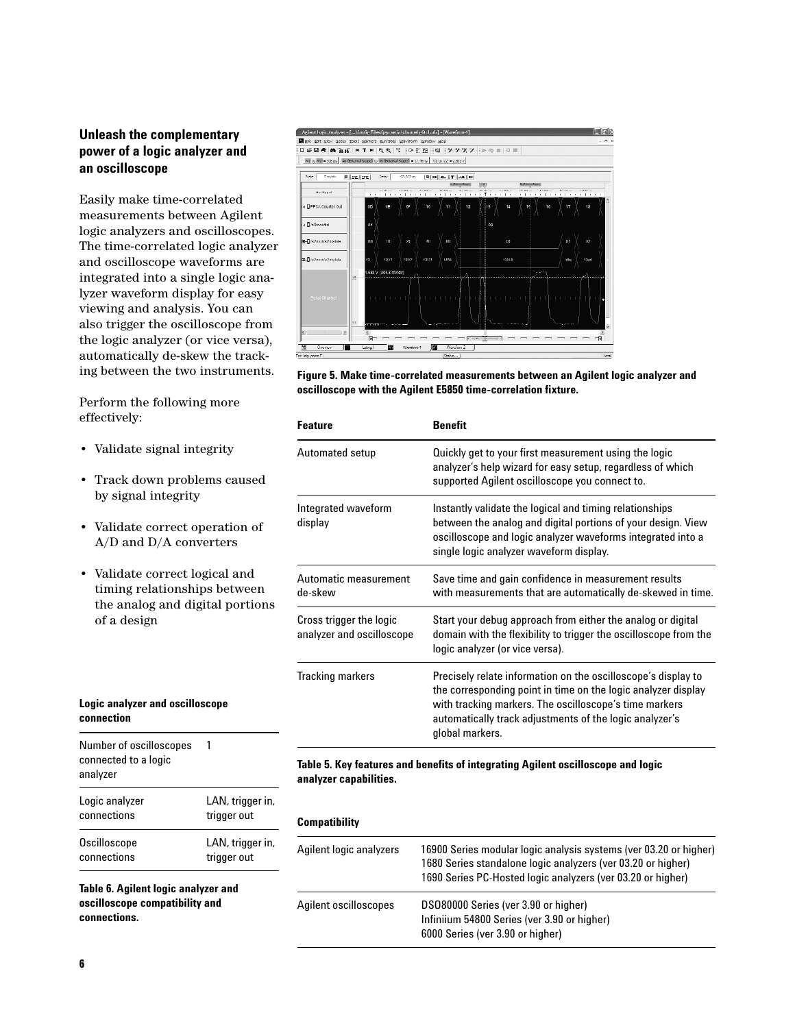## Unleash the complementary power of a logic analyzer and an oscilloscope

Easily make time-correlated measurements between Agilent logic analyzers and oscilloscopes. The time-correlated logic analyzer and oscilloscope waveforms are integrated into a single logic analyzer waveform display for easy viewing and analysis. You can also trigger the oscilloscope from the logic analyzer (or vice versa), automatically de-skew the tracking between the two instruments.

Perform the following more effectively:

- Validate signal integrity
- Track down problems caused by signal integrity
- Validate correct operation of A/D and D/A converters
- Validate correct logical and timing relationships between the analog and digital portions of a design

**Logic analyzer and oscilloscope connection**

| Number of oscilloscopes connected to a logic analyzer | 1 |
|---|---|
| Logic analyzer connections | LAN, trigger in, trigger out |
| Oscilloscope connections | LAN, trigger in, trigger out |

**Table 6. Agilent logic analyzer and oscilloscope compatibility and connections.**

**Figure 5. Make time-correlated measurements between an Agilent logic analyzer and oscilloscope with the Agilent E5850 time-correlation fixture.**

| Feature | Benefit |
|---|---|
| Automated setup | Quickly get to your first measurement using the logic analyzer's help wizard for easy setup, regardless of which supported Agilent oscilloscope you connect to. |
| Integrated waveform display | Instantly validate the logical and timing relationships between the analog and digital portions of your design. View oscilloscope and logic analyzer waveforms integrated into a single logic analyzer waveform display. |
| Automatic measurement de-skew | Save time and gain confidence in measurement results with measurements that are automatically de-skewed in time. |
| Cross trigger the logic analyzer and oscilloscope | Start your debug approach from either the analog or digital domain with the flexibility to trigger the oscilloscope from the logic analyzer (or vice versa). |
| Tracking markers | Precisely relate information on the oscilloscope's display to the corresponding point in time on the logic analyzer display with tracking markers. The oscilloscope's time markers automatically track adjustments of the logic analyzer's global markers. |

**Table 5. Key features and benefits of integrating Agilent oscilloscope and logic analyzer capabilities.**

**Compatibility**

| | |
|---|---|
| Agilent logic analyzers | 16900 Series modular logic analysis systems (ver 03.20 or higher)<br>1680 Series standalone logic analyzers (ver 03.20 or higher)<br>1690 Series PC-Hosted logic analyzers (ver 03.20 or higher) |
| Agilent oscilloscopes | DSO80000 Series (ver 3.90 or higher)<br>Infiniium 54800 Series (ver 3.90 or higher)<br>6000 Series (ver 3.90 or higher) |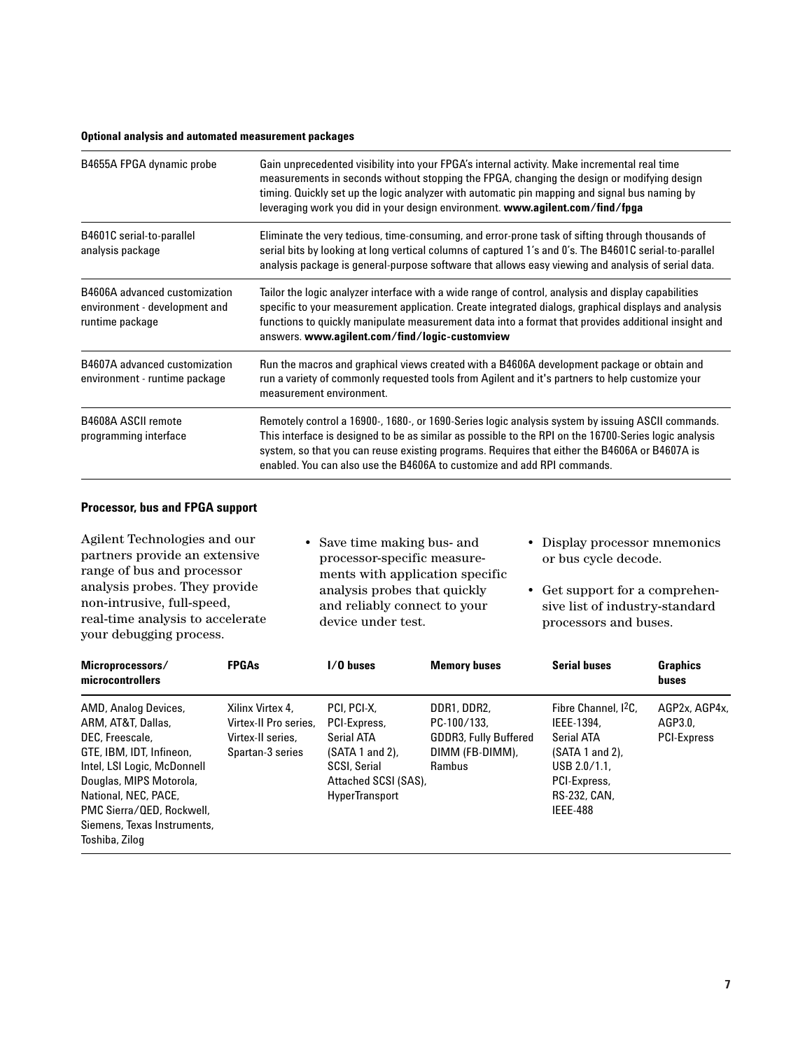### Optional analysis and automated measurement packages

| | |
|---|---|
| B4655A FPGA dynamic probe | Gain unprecedented visibility into your FPGA's internal activity. Make incremental real time measurements in seconds without stopping the FPGA, changing the design or modifying design timing. Quickly set up the logic analyzer with automatic pin mapping and signal bus naming by leveraging work you did in your design environment. **www.agilent.com/find/fpga** |
| B4601C serial-to-parallel analysis package | Eliminate the very tedious, time-consuming, and error-prone task of sifting through thousands of serial bits by looking at long vertical columns of captured 1's and 0's. The B4601C serial-to-parallel analysis package is general-purpose software that allows easy viewing and analysis of serial data. |
| B4606A advanced customization environment - development and runtime package | Tailor the logic analyzer interface with a wide range of control, analysis and display capabilities specific to your measurement application. Create integrated dialogs, graphical displays and analysis functions to quickly manipulate measurement data into a format that provides additional insight and answers. **www.agilent.com/find/logic-customview** |
| B4607A advanced customization environment - runtime package | Run the macros and graphical views created with a B4606A development package or obtain and run a variety of commonly requested tools from Agilent and it's partners to help customize your measurement environment. |
| B4608A ASCII remote programming interface | Remotely control a 16900-, 1680-, or 1690-Series logic analysis system by issuing ASCII commands. This interface is designed to be as similar as possible to the RPI on the 16700-Series logic analysis system, so that you can reuse existing programs. Requires that either the B4606A or B4607A is enabled. You can also use the B4606A to customize and add RPI commands. |

### Processor, bus and FPGA support

Agilent Technologies and our partners provide an extensive range of bus and processor analysis probes. They provide non-intrusive, full-speed, real-time analysis to accelerate your debugging process.

- Save time making bus- and processor-specific measurements with application specific analysis probes that quickly and reliably connect to your device under test.
- Display processor mnemonics or bus cycle decode.
- Get support for a comprehensive list of industry-standard processors and buses.

| Microprocessors/ microcontrollers | FPGAs | I/O buses | Memory buses | Serial buses | Graphics buses |
|---|---|---|---|---|---|
| AMD, Analog Devices, ARM, AT&T, Dallas, DEC, Freescale, GTE, IBM, IDT, Infineon, Intel, LSI Logic, McDonnell Douglas, MIPS Motorola, National, NEC, PACE, PMC Sierra/QED, Rockwell, Siemens, Texas Instruments, Toshiba, Zilog | Xilinx Virtex 4, Virtex-II Pro series, Virtex-II series, Spartan-3 series | PCI, PCI-X, PCI-Express, Serial ATA (SATA 1 and 2), SCSI, Serial Attached SCSI (SAS), HyperTransport | DDR1, DDR2, PC-100/133, GDDR3, Fully Buffered DIMM (FB-DIMM), Rambus | Fibre Channel, I2C, IEEE-1394, Serial ATA (SATA 1 and 2), USB 2.0/1.1, PCI-Express, RS-232, CAN, IEEE-488 | AGP2x, AGP4x, AGP3.0, PCI-Express |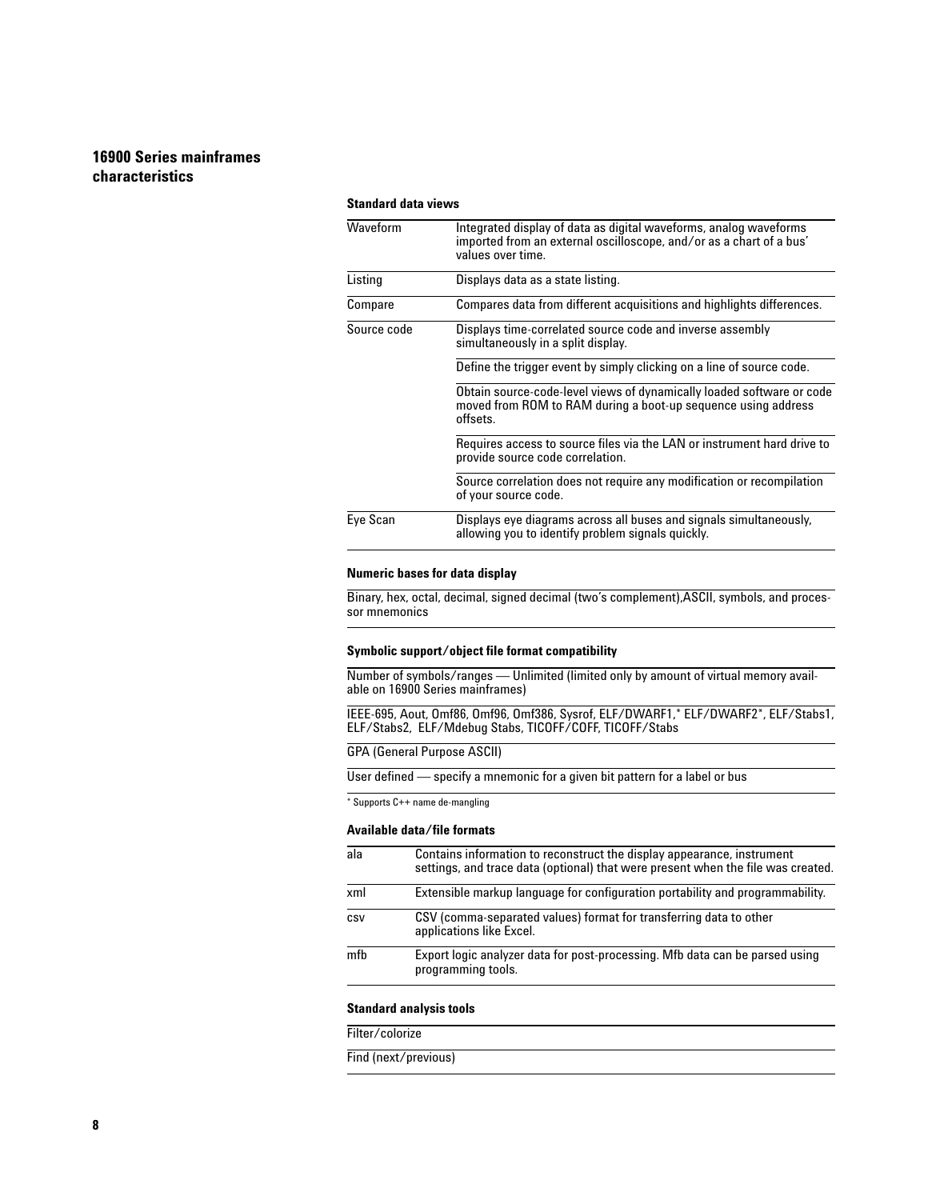## 16900 Series mainframes characteristics

### Standard data views

| | |
|---|---|
| Waveform | Integrated display of data as digital waveforms, analog waveforms imported from an external oscilloscope, and/or as a chart of a bus' values over time. |
| Listing | Displays data as a state listing. |
| Compare | Compares data from different acquisitions and highlights differences. |
| Source code | Displays time-correlated source code and inverse assembly simultaneously in a split display. |
| | Define the trigger event by simply clicking on a line of source code. |
| | Obtain source-code-level views of dynamically loaded software or code moved from ROM to RAM during a boot-up sequence using address offsets. |
| | Requires access to source files via the LAN or instrument hard drive to provide source code correlation. |
| | Source correlation does not require any modification or recompilation of your source code. |
| Eye Scan | Displays eye diagrams across all buses and signals simultaneously, allowing you to identify problem signals quickly. |

### Numeric bases for data display

Binary, hex, octal, decimal, signed decimal (two's complement),ASCII, symbols, and processor mnemonics

### Symbolic support/object file format compatibility

Number of symbols/ranges — Unlimited (limited only by amount of virtual memory available on 16900 Series mainframes)

IEEE-695, Aout, Omf86, Omf96, Omf386, Sysrof, ELF/DWARF1,* ELF/DWARF2*, ELF/Stabs1, ELF/Stabs2, ELF/Mdebug Stabs, TICOFF/COFF, TICOFF/Stabs

GPA (General Purpose ASCII)

User defined — specify a mnemonic for a given bit pattern for a label or bus

* Supports C++ name de-mangling

### Available data/file formats

| | |
|---|---|
| ala | Contains information to reconstruct the display appearance, instrument settings, and trace data (optional) that were present when the file was created. |
| xml | Extensible markup language for configuration portability and programmability. |
| csv | CSV (comma-separated values) format for transferring data to other applications like Excel. |
| mfb | Export logic analyzer data for post-processing. Mfb data can be parsed using programming tools. |

### Standard analysis tools

Filter/colorize

Find (next/previous)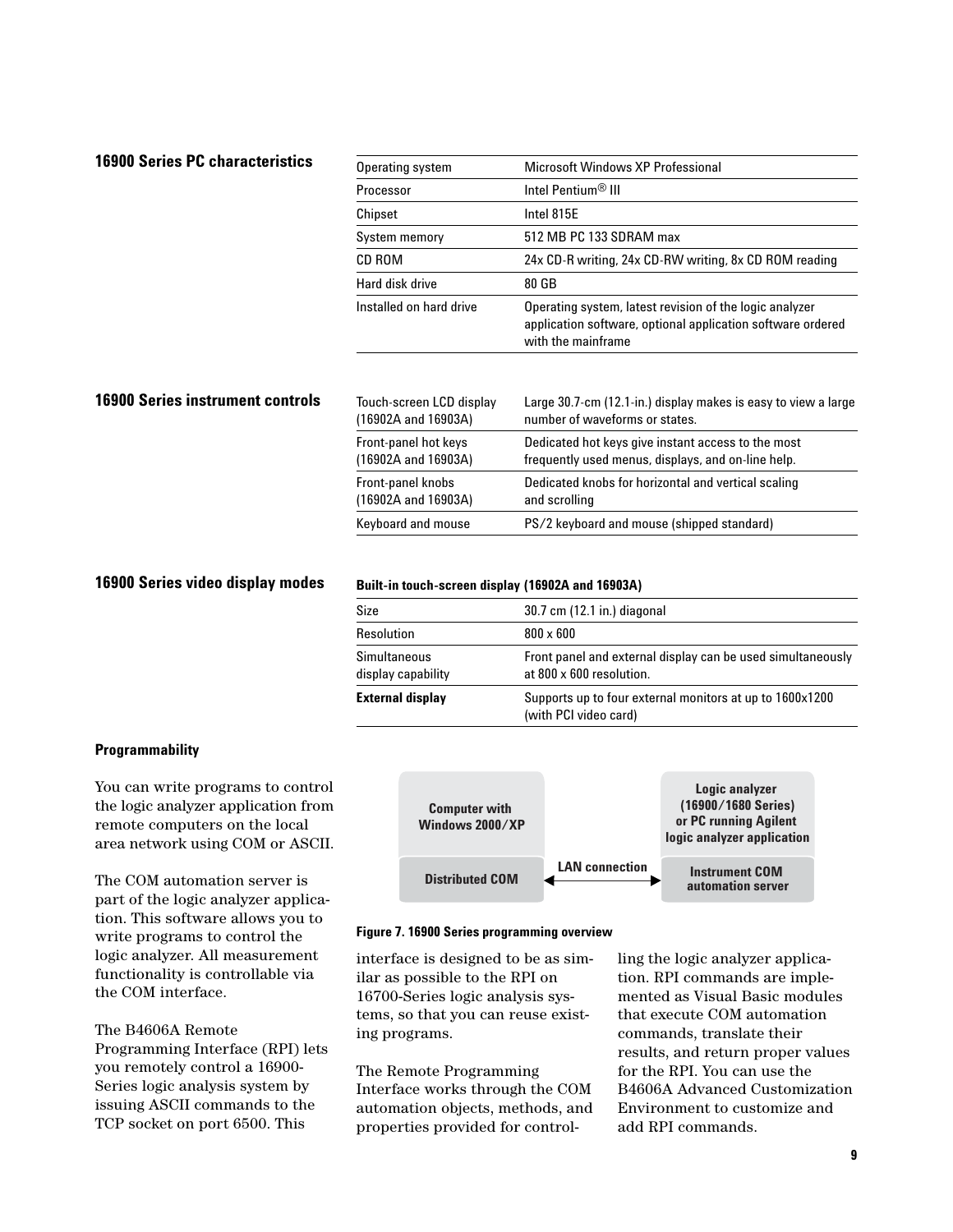## 16900 Series PC characteristics

| | |
|---|---|
| Operating system | Microsoft Windows XP Professional |
| Processor | Intel Pentium® III |
| Chipset | Intel 815E |
| System memory | 512 MB PC 133 SDRAM max |
| CD ROM | 24x CD-R writing, 24x CD-RW writing, 8x CD ROM reading |
| Hard disk drive | 80 GB |
| Installed on hard drive | Operating system, latest revision of the logic analyzer application software, optional application software ordered with the mainframe |

## 16900 Series instrument controls

| | |
|---|---|
| Touch-screen LCD display (16902A and 16903A) | Large 30.7-cm (12.1-in.) display makes is easy to view a large number of waveforms or states. |
| Front-panel hot keys (16902A and 16903A) | Dedicated hot keys give instant access to the most frequently used menus, displays, and on-line help. |
| Front-panel knobs (16902A and 16903A) | Dedicated knobs for horizontal and vertical scaling and scrolling |
| Keyboard and mouse | PS/2 keyboard and mouse (shipped standard) |

## 16900 Series video display modes

**Built-in touch-screen display (16902A and 16903A)**

| | |
|---|---|
| Size | 30.7 cm (12.1 in.) diagonal |
| Resolution | 800 x 600 |
| Simultaneous display capability | Front panel and external display can be used simultaneously at 800 x 600 resolution. |
| **External display** | Supports up to four external monitors at up to 1600x1200 (with PCI video card) |

### Programmability

You can write programs to control the logic analyzer application from remote computers on the local area network using COM or ASCII.

The COM automation server is part of the logic analyzer application. This software allows you to write programs to control the logic analyzer. All measurement functionality is controllable via the COM interface.

The B4606A Remote Programming Interface (RPI) lets you remotely control a 16900-Series logic analysis system by issuing ASCII commands to the TCP socket on port 6500. This interface is designed to be as similar as possible to the RPI on 16700-Series logic analysis systems, so that you can reuse existing programs.

The Remote Programming Interface works through the COM automation objects, methods, and properties provided for controlling the logic analyzer application. RPI commands are implemented as Visual Basic modules that execute COM automation commands, translate their results, and return proper values for the RPI. You can use the B4606A Advanced Customization Environment to customize and add RPI commands.

Computer with Windows 2000/XP — Distributed COM ←— LAN connection —→ Instrument COM automation server — Logic analyzer (16900/1680 Series) or PC running Agilent logic analyzer application

**Figure 7. 16900 Series programming overview**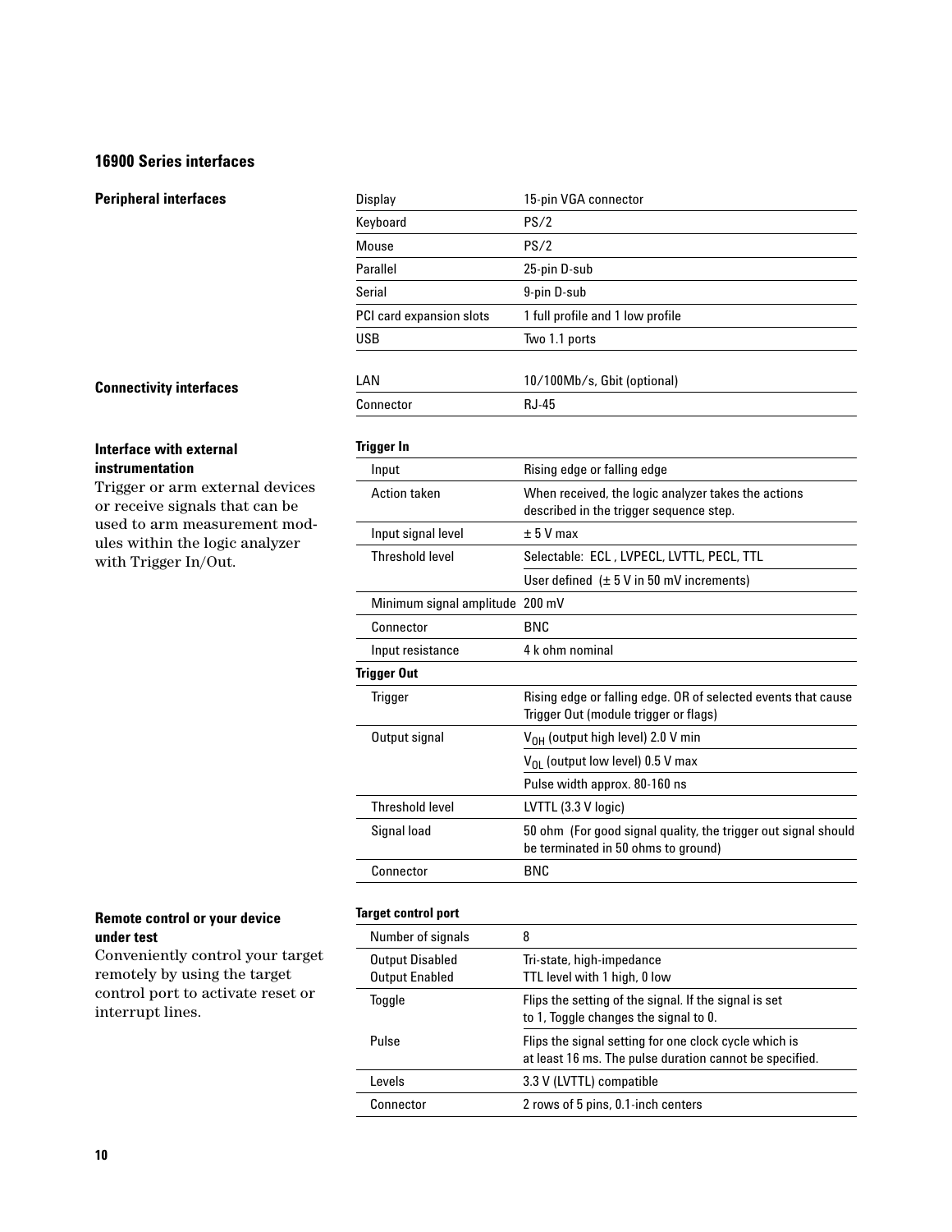## 16900 Series interfaces

### Peripheral interfaces

| | |
|---|---|
| Display | 15-pin VGA connector |
| Keyboard | PS/2 |
| Mouse | PS/2 |
| Parallel | 25-pin D-sub |
| Serial | 9-pin D-sub |
| PCI card expansion slots | 1 full profile and 1 low profile |
| USB | Two 1.1 ports |

### Connectivity interfaces

| | |
|---|---|
| LAN | 10/100Mb/s, Gbit (optional) |
| Connector | RJ-45 |

### Interface with external instrumentation

Trigger or arm external devices or receive signals that can be used to arm measurement modules within the logic analyzer with Trigger In/Out.

| **Trigger In** | |
|---|---|
| Input | Rising edge or falling edge |
| Action taken | When received, the logic analyzer takes the actions described in the trigger sequence step. |
| Input signal level | ± 5 V max |
| Threshold level | Selectable: ECL , LVPECL, LVTTL, PECL, TTL |
| | User defined (± 5 V in 50 mV increments) |
| Minimum signal amplitude | 200 mV |
| Connector | BNC |
| Input resistance | 4 k ohm nominal |
| **Trigger Out** | |
| Trigger | Rising edge or falling edge. OR of selected events that cause Trigger Out (module trigger or flags) |
| Output signal | $V_{OH}$ (output high level) 2.0 V min |
| | $V_{OL}$ (output low level) 0.5 V max |
| | Pulse width approx. 80-160 ns |
| Threshold level | LVTTL (3.3 V logic) |
| Signal load | 50 ohm (For good signal quality, the trigger out signal should be terminated in 50 ohms to ground) |
| Connector | BNC |

### Remote control or your device under test

Conveniently control your target remotely by using the target control port to activate reset or interrupt lines.

| **Target control port** | |
|---|---|
| Number of signals | 8 |
| Output Disabled<br>Output Enabled | Tri-state, high-impedance<br>TTL level with 1 high, 0 low |
| Toggle | Flips the setting of the signal. If the signal is set to 1, Toggle changes the signal to 0. |
| Pulse | Flips the signal setting for one clock cycle which is at least 16 ms. The pulse duration cannot be specified. |
| Levels | 3.3 V (LVTTL) compatible |
| Connector | 2 rows of 5 pins, 0.1-inch centers |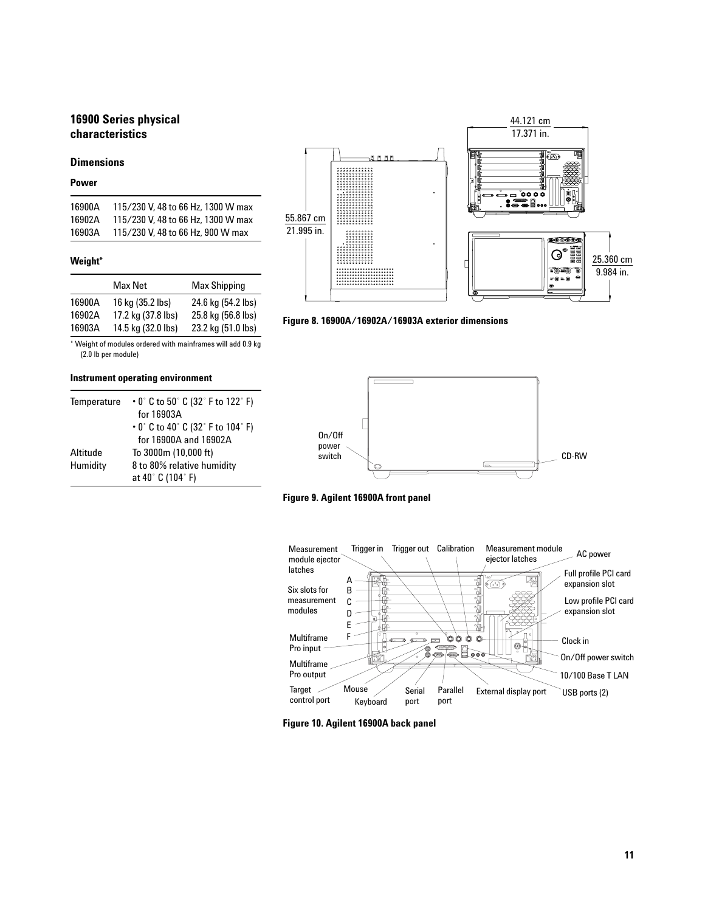## 16900 Series physical characteristics

### Dimensions

#### Power

| | |
|---|---|
| 16900A | 115/230 V, 48 to 66 Hz, 1300 W max |
| 16902A | 115/230 V, 48 to 66 Hz, 1300 W max |
| 16903A | 115/230 V, 48 to 66 Hz, 900 W max |

#### Weight*

| | Max Net | Max Shipping |
|---|---|---|
| 16900A | 16 kg (35.2 lbs) | 24.6 kg (54.2 lbs) |
| 16902A | 17.2 kg (37.8 lbs) | 25.8 kg (56.8 lbs) |
| 16903A | 14.5 kg (32.0 lbs) | 23.2 kg (51.0 lbs) |

* Weight of modules ordered with mainframes will add 0.9 kg (2.0 lb per module)

#### Instrument operating environment

| | |
|---|---|
| Temperature | • 0° C to 50° C (32° F to 122° F) for 16903A<br>• 0° C to 40° C (32° F to 104° F) for 16900A and 16902A |
| Altitude | To 3000m (10,000 ft) |
| Humidity | 8 to 80% relative humidity at 40° C (104° F) |

44.121 cm / 17.371 in.
55.867 cm / 21.995 in.
25.360 cm / 9.984 in.

**Figure 8. 16900A/16902A/16903A exterior dimensions**

On/Off power switch
CD-RW

**Figure 9. Agilent 16900A front panel**

Measurement module ejector latches, Trigger in, Trigger out, Calibration, Measurement module ejector latches, AC power, Full profile PCI card expansion slot, Low profile PCI card expansion slot, Six slots for measurement modules (A, B, C, D, E, F), Multiframe Pro input, Multiframe Pro output, Clock in, On/Off power switch, 10/100 Base T LAN, Target control port, Mouse, Keyboard, Serial port, Parallel port, External display port, USB ports (2)

**Figure 10. Agilent 16900A back panel**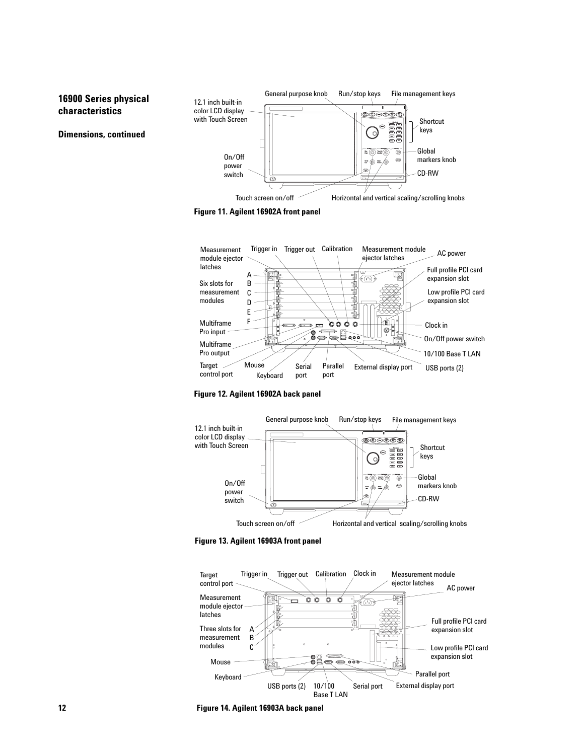## 16900 Series physical characteristics

### Dimensions, continued

General purpose knob

Run/stop keys

File management keys

12.1 inch built-in color LCD display with Touch Screen

Shortcut keys

Global markers knob

On/Off power switch

CD-RW

Touch screen on/off

Horizontal and vertical scaling/scrolling knobs

**Figure 11. Agilent 16902A front panel**

Measurement module ejector latches

Trigger in

Trigger out

Calibration

Measurement module ejector latches

AC power

Full profile PCI card expansion slot

Six slots for measurement modules

A B C D E F

Low profile PCI card expansion slot

Clock in

Multiframe Pro input

On/Off power switch

Multiframe Pro output

10/100 Base T LAN

Target control port

Mouse

Keyboard

Serial port

Parallel port

External display port

USB ports (2)

**Figure 12. Agilent 16902A back panel**

General purpose knob

Run/stop keys

File management keys

12.1 inch built-in color LCD display with Touch Screen

Shortcut keys

Global markers knob

On/Off power switch

CD-RW

Touch screen on/off

Horizontal and vertical scaling/scrolling knobs

**Figure 13. Agilent 16903A front panel**

Target control port

Trigger in

Trigger out

Calibration

Clock in

Measurement module ejector latches

AC power

Measurement module ejector latches

Three slots for measurement modules

A B C

Full profile PCI card expansion slot

Low profile PCI card expansion slot

Mouse

Keyboard

Parallel port

USB ports (2)

10/100 Base T LAN

Serial port

External display port

**Figure 14. Agilent 16903A back panel**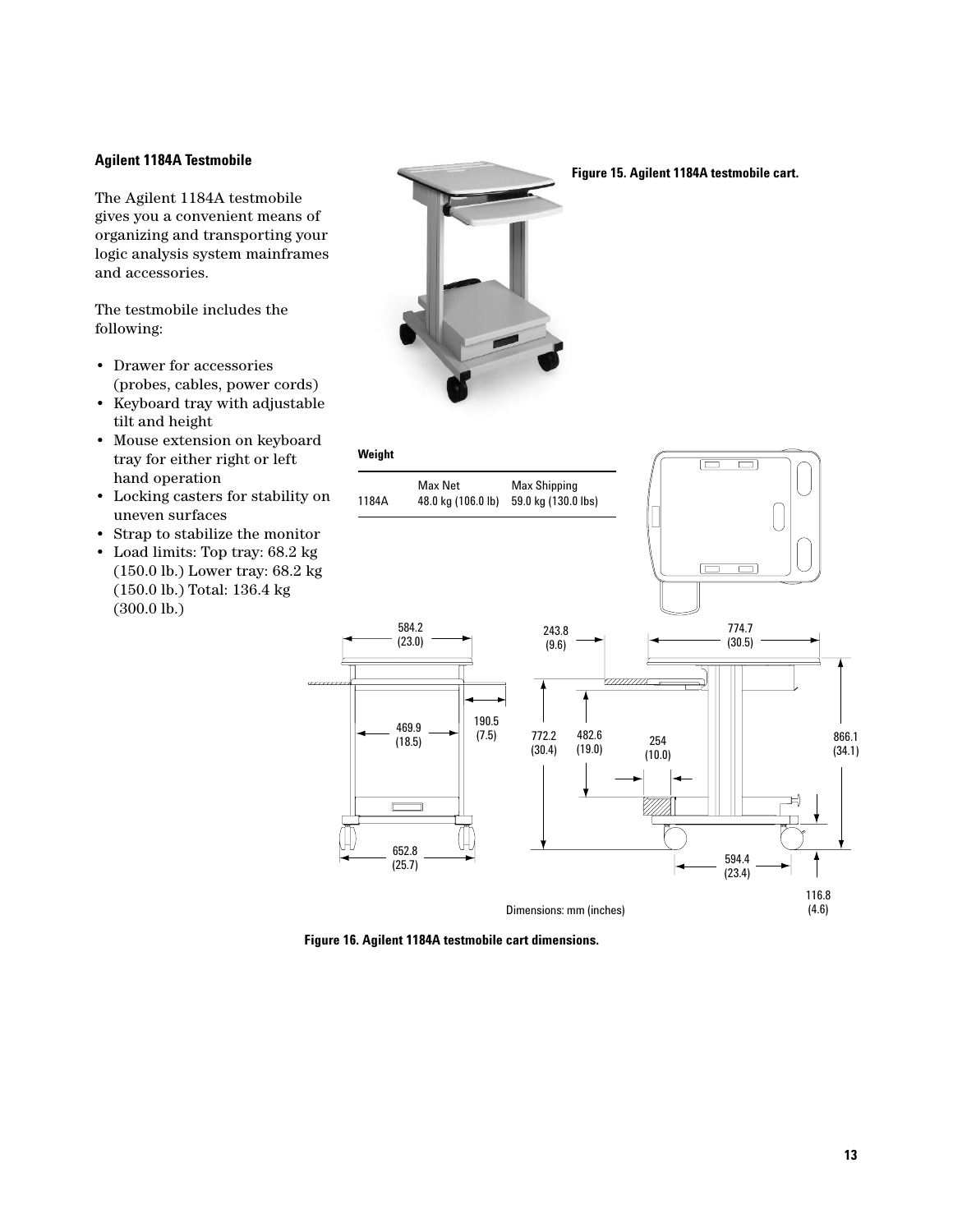### Agilent 1184A Testmobile

The Agilent 1184A testmobile gives you a convenient means of organizing and transporting your logic analysis system mainframes and accessories.

The testmobile includes the following:

- Drawer for accessories (probes, cables, power cords)
- Keyboard tray with adjustable tilt and height
- Mouse extension on keyboard tray for either right or left hand operation
- Locking casters for stability on uneven surfaces
- Strap to stabilize the monitor
- Load limits: Top tray: 68.2 kg (150.0 lb.) Lower tray: 68.2 kg (150.0 lb.) Total: 136.4 kg (300.0 lb.)

**Figure 15. Agilent 1184A testmobile cart.**

**Weight**

| | Max Net | Max Shipping |
|---|---|---|
| 1184A | 48.0 kg (106.0 lb) | 59.0 kg (130.0 lbs) |

Dimensions: mm (inches)

**Figure 16. Agilent 1184A testmobile cart dimensions.**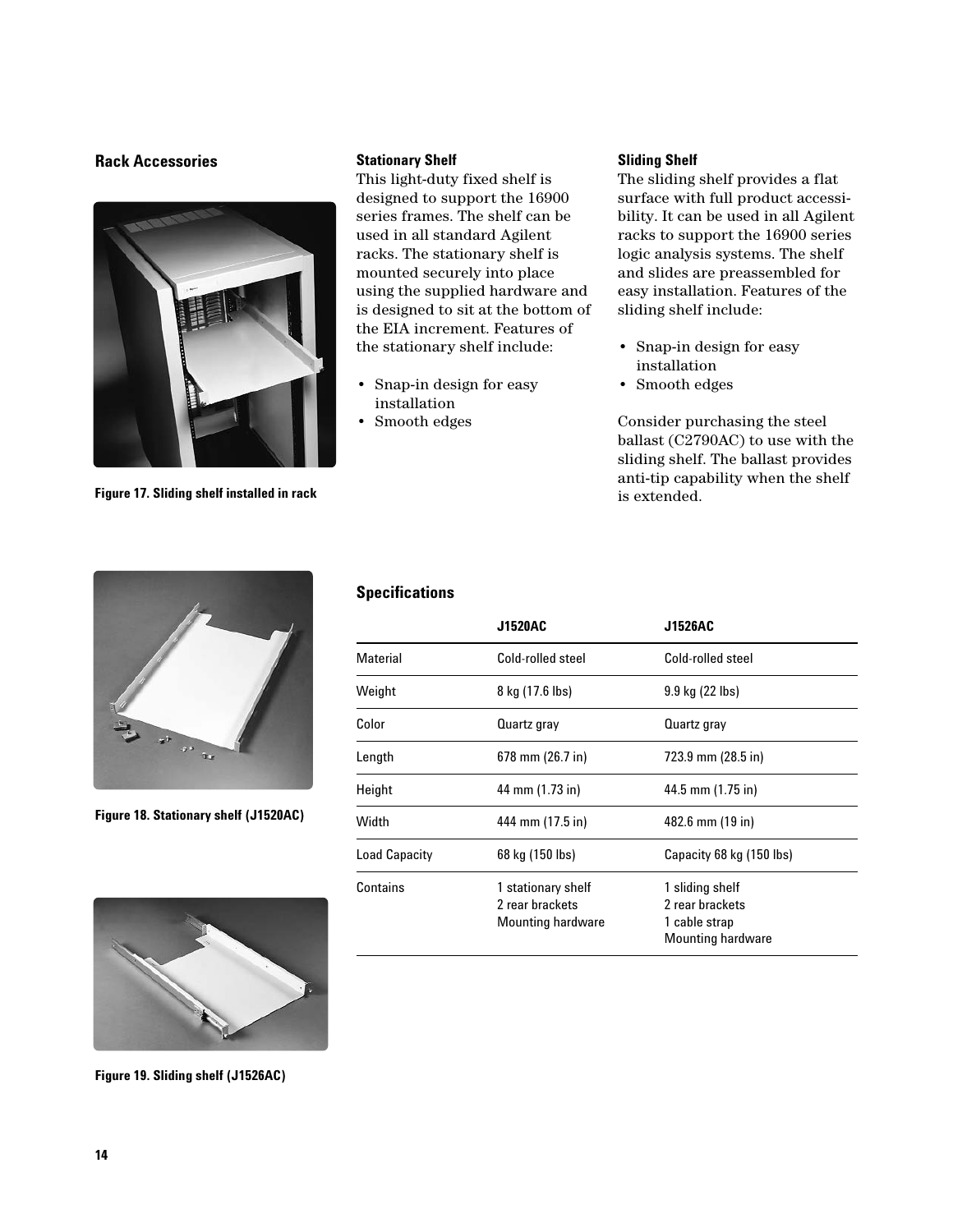## Rack Accessories

Figure 17. Sliding shelf installed in rack

### Stationary Shelf

This light-duty fixed shelf is designed to support the 16900 series frames. The shelf can be used in all standard Agilent racks. The stationary shelf is mounted securely into place using the supplied hardware and is designed to sit at the bottom of the EIA increment. Features of the stationary shelf include:

- Snap-in design for easy installation
- Smooth edges

### Sliding Shelf

The sliding shelf provides a flat surface with full product accessibility. It can be used in all Agilent racks to support the 16900 series logic analysis systems. The shelf and slides are preassembled for easy installation. Features of the sliding shelf include:

- Snap-in design for easy installation
- Smooth edges

Consider purchasing the steel ballast (C2790AC) to use with the sliding shelf. The ballast provides anti-tip capability when the shelf is extended.

Figure 18. Stationary shelf (J1520AC)

Figure 19. Sliding shelf (J1526AC)

### Specifications

| | J1520AC | J1526AC |
|---|---|---|
| Material | Cold-rolled steel | Cold-rolled steel |
| Weight | 8 kg (17.6 lbs) | 9.9 kg (22 lbs) |
| Color | Quartz gray | Quartz gray |
| Length | 678 mm (26.7 in) | 723.9 mm (28.5 in) |
| Height | 44 mm (1.73 in) | 44.5 mm (1.75 in) |
| Width | 444 mm (17.5 in) | 482.6 mm (19 in) |
| Load Capacity | 68 kg (150 lbs) | Capacity 68 kg (150 lbs) |
| Contains | 1 stationary shelf<br>2 rear brackets<br>Mounting hardware | 1 sliding shelf<br>2 rear brackets<br>1 cable strap<br>Mounting hardware |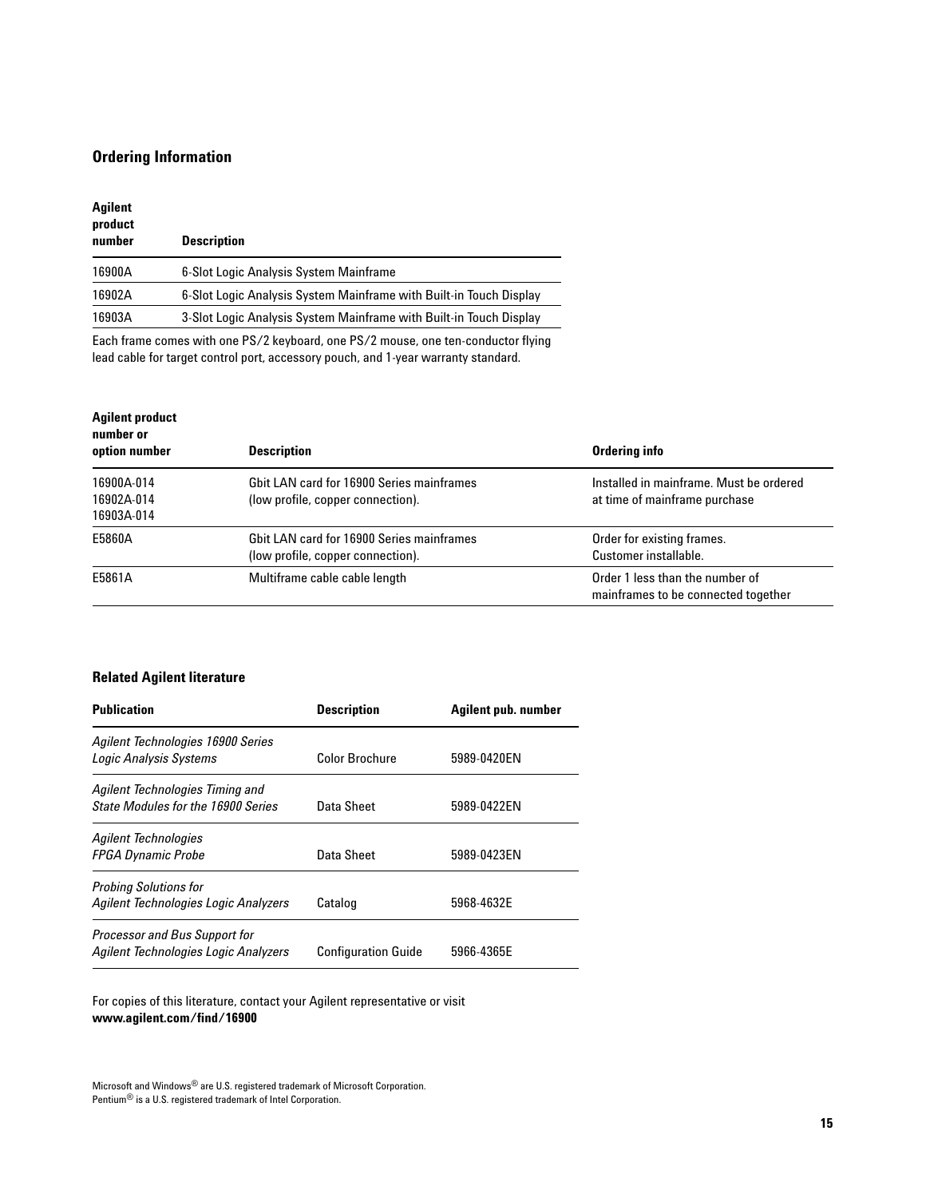## Ordering Information

| Agilent product number | Description |
|---|---|
| 16900A | 6-Slot Logic Analysis System Mainframe |
| 16902A | 6-Slot Logic Analysis System Mainframe with Built-in Touch Display |
| 16903A | 3-Slot Logic Analysis System Mainframe with Built-in Touch Display |

Each frame comes with one PS/2 keyboard, one PS/2 mouse, one ten-conductor flying lead cable for target control port, accessory pouch, and 1-year warranty standard.

| Agilent product number or option number | Description | Ordering info |
|---|---|---|
| 16900A-014<br>16902A-014<br>16903A-014 | Gbit LAN card for 16900 Series mainframes (low profile, copper connection). | Installed in mainframe. Must be ordered at time of mainframe purchase |
| E5860A | Gbit LAN card for 16900 Series mainframes (low profile, copper connection). | Order for existing frames. Customer installable. |
| E5861A | Multiframe cable cable length | Order 1 less than the number of mainframes to be connected together |

### Related Agilent literature

| Publication | Description | Agilent pub. number |
|---|---|---|
| *Agilent Technologies 16900 Series Logic Analysis Systems* | Color Brochure | 5989-0420EN |
| *Agilent Technologies Timing and State Modules for the 16900 Series* | Data Sheet | 5989-0422EN |
| *Agilent Technologies FPGA Dynamic Probe* | Data Sheet | 5989-0423EN |
| *Probing Solutions for Agilent Technologies Logic Analyzers* | Catalog | 5968-4632E |
| *Processor and Bus Support for Agilent Technologies Logic Analyzers* | Configuration Guide | 5966-4365E |

For copies of this literature, contact your Agilent representative or visit **www.agilent.com/find/16900**

Microsoft and Windows® are U.S. registered trademark of Microsoft Corporation.
Pentium® is a U.S. registered trademark of Intel Corporation.